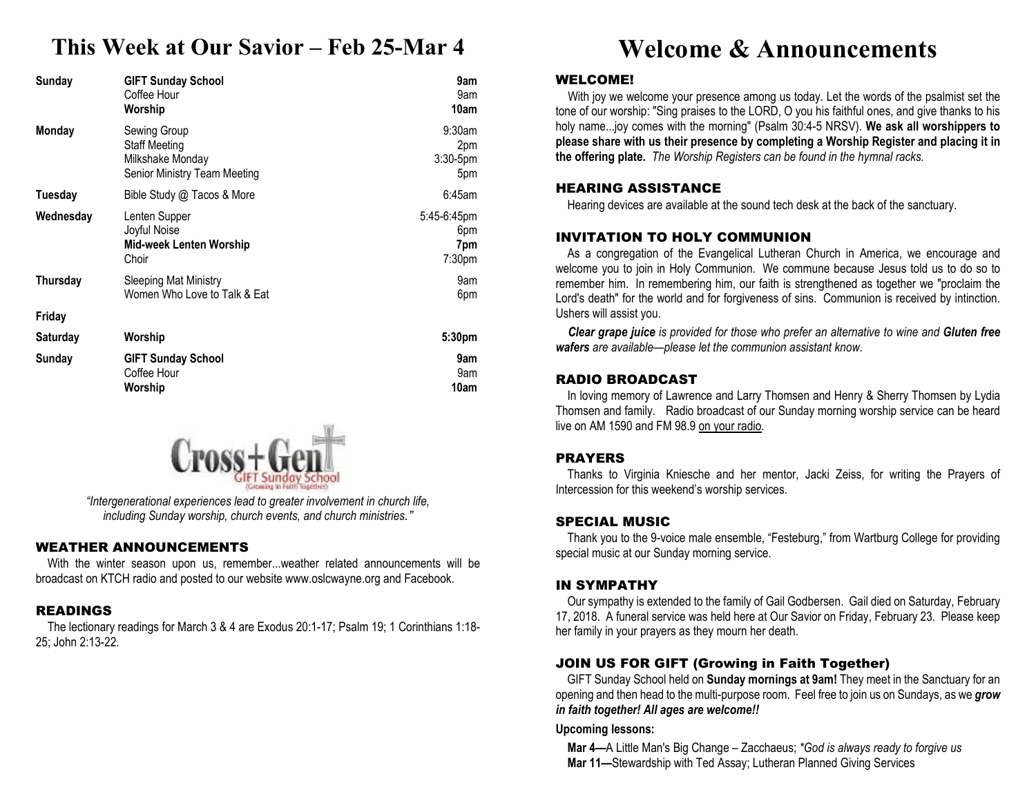# This Week at Our Savior – Feb 25-Mar 4

| Day | Event | Time |
|---|---|---|
| **Sunday** | **GIFT Sunday School** | **9am** |
| | Coffee Hour | 9am |
| | **Worship** | **10am** |
| **Monday** | Sewing Group | 9:30am |
| | Staff Meeting | 2pm |
| | Milkshake Monday | 3:30-5pm |
| | Senior Ministry Team Meeting | 5pm |
| **Tuesday** | Bible Study @ Tacos & More | 6:45am |
| **Wednesday** | Lenten Supper | 5:45-6:45pm |
| | Joyful Noise | 6pm |
| | **Mid-week Lenten Worship** | **7pm** |
| | Choir | 7:30pm |
| **Thursday** | Sleeping Mat Ministry | 9am |
| | Women Who Love to Talk & Eat | 6pm |
| **Friday** | | |
| **Saturday** | **Worship** | **5:30pm** |
| **Sunday** | **GIFT Sunday School** | **9am** |
| | Coffee Hour | 9am |
| | **Worship** | **10am** |

Cross+Gen GIFT Sunday School (Growing In Faith Together)

*"Intergenerational experiences lead to greater involvement in church life, including Sunday worship, church events, and church ministries."*

### WEATHER ANNOUNCEMENTS

With the winter season upon us, remember...weather related announcements will be broadcast on KTCH radio and posted to our website www.oslcwayne.org and Facebook.

### READINGS

The lectionary readings for March 3 & 4 are Exodus 20:1-17; Psalm 19; 1 Corinthians 1:18-25; John 2:13-22.

# Welcome & Announcements

### WELCOME!

With joy we welcome your presence among us today. Let the words of the psalmist set the tone of our worship: "Sing praises to the LORD, O you his faithful ones, and give thanks to his holy name...joy comes with the morning" (Psalm 30:4-5 NRSV). **We ask all worshippers to please share with us their presence by completing a Worship Register and placing it in the offering plate.** *The Worship Registers can be found in the hymnal racks.*

### HEARING ASSISTANCE

Hearing devices are available at the sound tech desk at the back of the sanctuary.

### INVITATION TO HOLY COMMUNION

As a congregation of the Evangelical Lutheran Church in America, we encourage and welcome you to join in Holy Communion. We commune because Jesus told us to do so to remember him. In remembering him, our faith is strengthened as together we "proclaim the Lord's death" for the world and for forgiveness of sins. Communion is received by intinction. Ushers will assist you.

***Clear grape juice** is provided for those who prefer an alternative to wine and **Gluten free wafers** are available—please let the communion assistant know.*

### RADIO BROADCAST

In loving memory of Lawrence and Larry Thomsen and Henry & Sherry Thomsen by Lydia Thomsen and family. Radio broadcast of our Sunday morning worship service can be heard live on AM 1590 and FM 98.9 on your radio.

### PRAYERS

Thanks to Virginia Kniesche and her mentor, Jacki Zeiss, for writing the Prayers of Intercession for this weekend's worship services.

### SPECIAL MUSIC

Thank you to the 9-voice male ensemble, "Festeburg," from Wartburg College for providing special music at our Sunday morning service.

### IN SYMPATHY

Our sympathy is extended to the family of Gail Godbersen. Gail died on Saturday, February 17, 2018. A funeral service was held here at Our Savior on Friday, February 23. Please keep her family in your prayers as they mourn her death.

### JOIN US FOR GIFT (Growing in Faith Together)

GIFT Sunday School held on **Sunday mornings at 9am!** They meet in the Sanctuary for an opening and then head to the multi-purpose room. Feel free to join us on Sundays, as we ***grow in faith together! All ages are welcome!!***

**Upcoming lessons:**

**Mar 4—**A Little Man's Big Change – Zacchaeus; *\*God is always ready to forgive us*
**Mar 11—**Stewardship with Ted Assay; Lutheran Planned Giving Services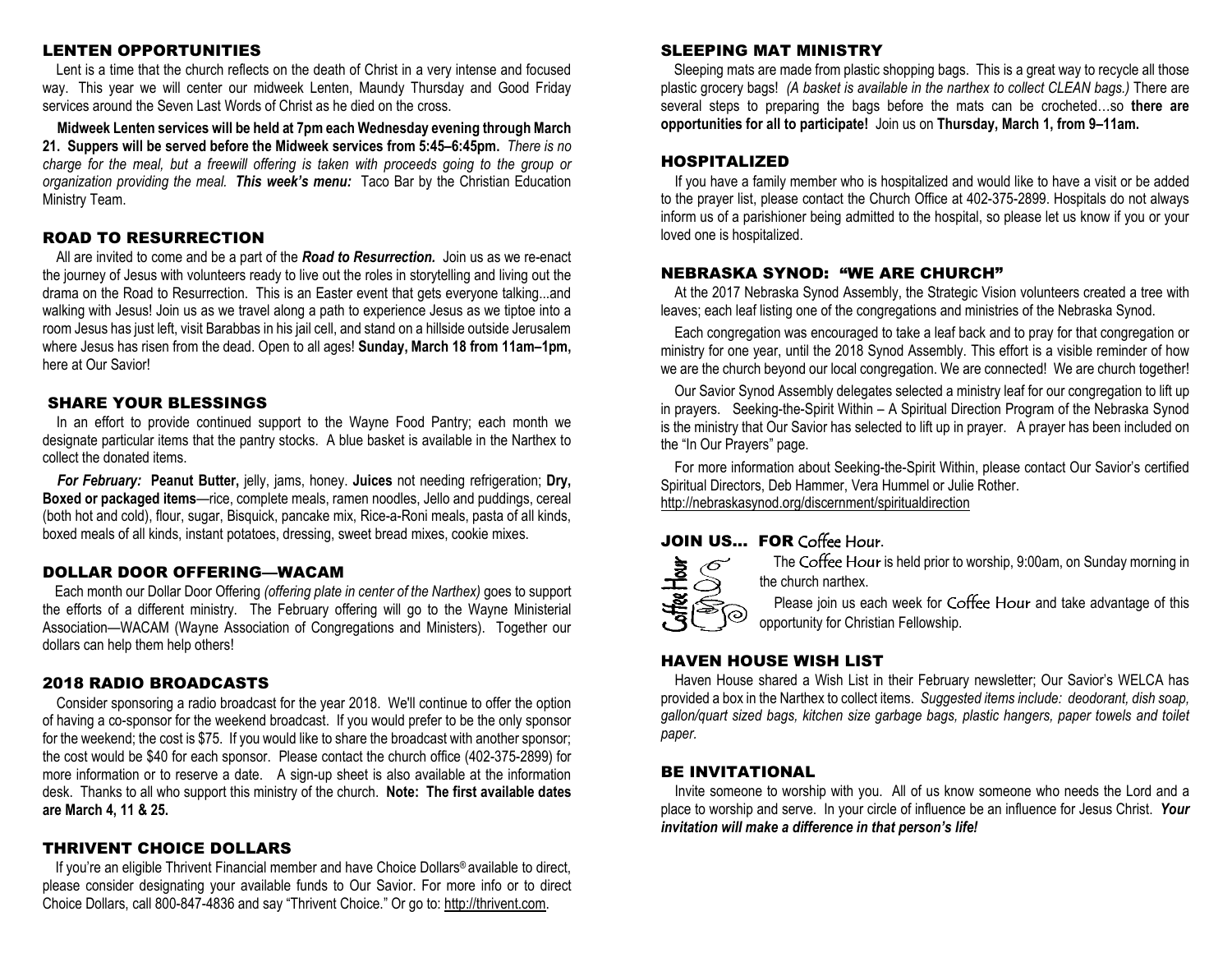## LENTEN OPPORTUNITIES

Lent is a time that the church reflects on the death of Christ in a very intense and focused way. This year we will center our midweek Lenten, Maundy Thursday and Good Friday services around the Seven Last Words of Christ as he died on the cross.

**Midweek Lenten services will be held at 7pm each Wednesday evening through March 21. Suppers will be served before the Midweek services from 5:45–6:45pm.** *There is no charge for the meal, but a freewill offering is taken with proceeds going to the group or organization providing the meal.* ***This week's menu:*** Taco Bar by the Christian Education Ministry Team.

## ROAD TO RESURRECTION

All are invited to come and be a part of the ***Road to Resurrection.*** Join us as we re-enact the journey of Jesus with volunteers ready to live out the roles in storytelling and living out the drama on the Road to Resurrection. This is an Easter event that gets everyone talking...and walking with Jesus! Join us as we travel along a path to experience Jesus as we tiptoe into a room Jesus has just left, visit Barabbas in his jail cell, and stand on a hillside outside Jerusalem where Jesus has risen from the dead. Open to all ages! **Sunday, March 18 from 11am–1pm,** here at Our Savior!

## SHARE YOUR BLESSINGS

In an effort to provide continued support to the Wayne Food Pantry; each month we designate particular items that the pantry stocks. A blue basket is available in the Narthex to collect the donated items.

***For February:*** **Peanut Butter,** jelly, jams, honey. **Juices** not needing refrigeration; **Dry, Boxed or packaged items**—rice, complete meals, ramen noodles, Jello and puddings, cereal (both hot and cold), flour, sugar, Bisquick, pancake mix, Rice-a-Roni meals, pasta of all kinds, boxed meals of all kinds, instant potatoes, dressing, sweet bread mixes, cookie mixes.

## DOLLAR DOOR OFFERING—WACAM

Each month our Dollar Door Offering *(offering plate in center of the Narthex)* goes to support the efforts of a different ministry. The February offering will go to the Wayne Ministerial Association—WACAM (Wayne Association of Congregations and Ministers). Together our dollars can help them help others!

## 2018 RADIO BROADCASTS

Consider sponsoring a radio broadcast for the year 2018. We'll continue to offer the option of having a co-sponsor for the weekend broadcast. If you would prefer to be the only sponsor for the weekend; the cost is $75. If you would like to share the broadcast with another sponsor; the cost would be $40 for each sponsor. Please contact the church office (402-375-2899) for more information or to reserve a date. A sign-up sheet is also available at the information desk. Thanks to all who support this ministry of the church. **Note: The first available dates are March 4, 11 & 25.**

## THRIVENT CHOICE DOLLARS

If you're an eligible Thrivent Financial member and have Choice Dollars® available to direct, please consider designating your available funds to Our Savior. For more info or to direct Choice Dollars, call 800-847-4836 and say "Thrivent Choice." Or go to: http://thrivent.com.

## SLEEPING MAT MINISTRY

Sleeping mats are made from plastic shopping bags. This is a great way to recycle all those plastic grocery bags! *(A basket is available in the narthex to collect CLEAN bags.)* There are several steps to preparing the bags before the mats can be crocheted…so **there are opportunities for all to participate!** Join us on **Thursday, March 1, from 9–11am.**

## HOSPITALIZED

If you have a family member who is hospitalized and would like to have a visit or be added to the prayer list, please contact the Church Office at 402-375-2899. Hospitals do not always inform us of a parishioner being admitted to the hospital, so please let us know if you or your loved one is hospitalized.

## NEBRASKA SYNOD: "WE ARE CHURCH"

At the 2017 Nebraska Synod Assembly, the Strategic Vision volunteers created a tree with leaves; each leaf listing one of the congregations and ministries of the Nebraska Synod.

Each congregation was encouraged to take a leaf back and to pray for that congregation or ministry for one year, until the 2018 Synod Assembly. This effort is a visible reminder of how we are the church beyond our local congregation. We are connected! We are church together!

Our Savior Synod Assembly delegates selected a ministry leaf for our congregation to lift up in prayers. Seeking-the-Spirit Within – A Spiritual Direction Program of the Nebraska Synod is the ministry that Our Savior has selected to lift up in prayer. A prayer has been included on the "In Our Prayers" page.

For more information about Seeking-the-Spirit Within, please contact Our Savior's certified Spiritual Directors, Deb Hammer, Vera Hummel or Julie Rother.
http://nebraskasynod.org/discernment/spiritualdirection

## JOIN US… FOR Coffee Hour.

The Coffee Hour is held prior to worship, 9:00am, on Sunday morning in the church narthex.

Please join us each week for Coffee Hour and take advantage of this opportunity for Christian Fellowship.

## HAVEN HOUSE WISH LIST

Haven House shared a Wish List in their February newsletter; Our Savior's WELCA has provided a box in the Narthex to collect items. *Suggested items include: deodorant, dish soap, gallon/quart sized bags, kitchen size garbage bags, plastic hangers, paper towels and toilet paper.*

## BE INVITATIONAL

Invite someone to worship with you. All of us know someone who needs the Lord and a place to worship and serve. In your circle of influence be an influence for Jesus Christ. ***Your invitation will make a difference in that person's life!***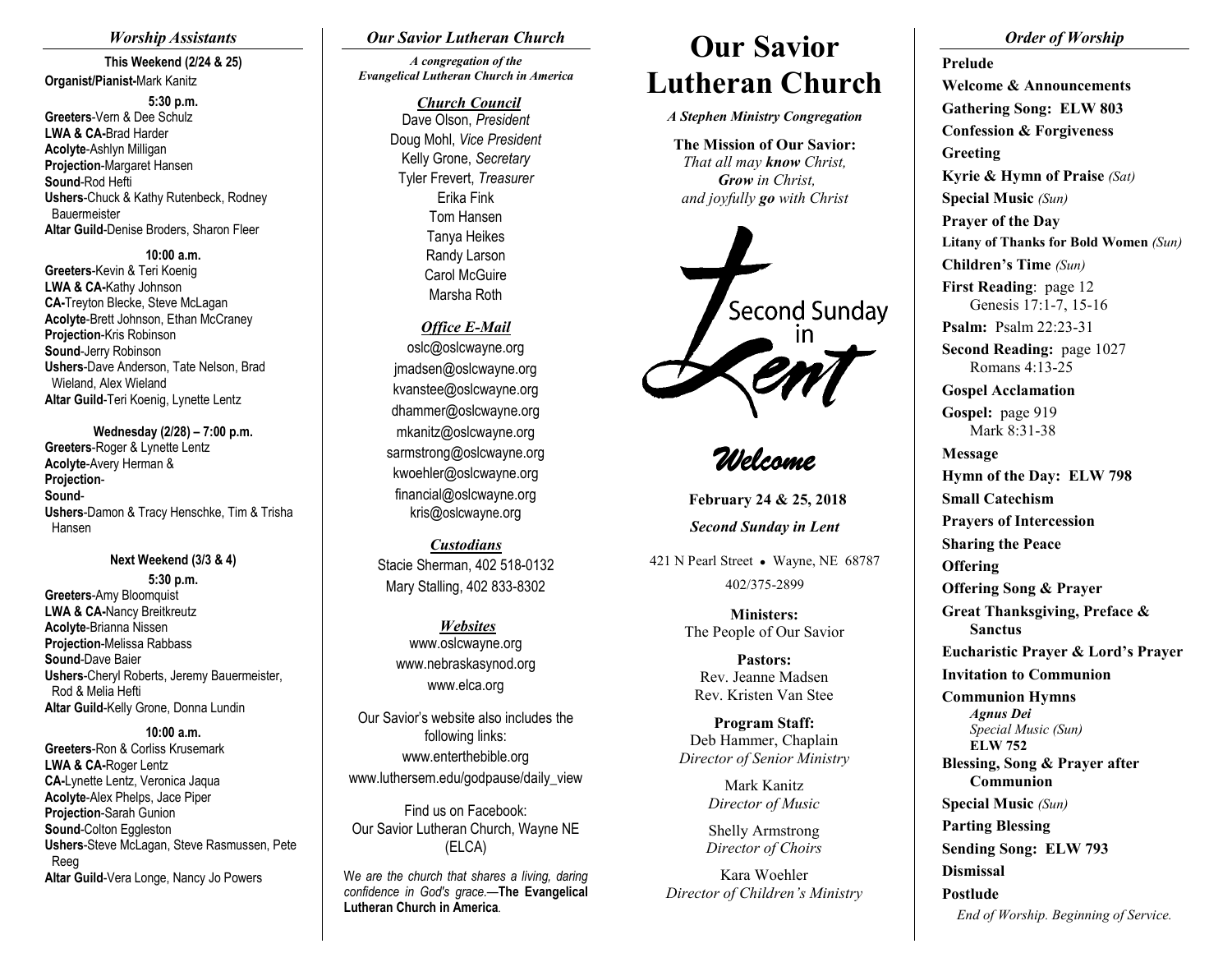### *Worship Assistants*

**This Weekend (2/24 & 25)**

**Organist/Pianist-**Mark Kanitz

**5:30 p.m.**

**Greeters**-Vern & Dee Schulz
**LWA & CA-**Brad Harder
**Acolyte**-Ashlyn Milligan
**Projection**-Margaret Hansen
**Sound**-Rod Hefti
**Ushers**-Chuck & Kathy Rutenbeck, Rodney Bauermeister
**Altar Guild**-Denise Broders, Sharon Fleer

**10:00 a.m.**

**Greeters**-Kevin & Teri Koenig
**LWA & CA-**Kathy Johnson
**CA-**Treyton Blecke, Steve McLagan
**Acolyte**-Brett Johnson, Ethan McCraney
**Projection**-Kris Robinson
**Sound**-Jerry Robinson
**Ushers**-Dave Anderson, Tate Nelson, Brad Wieland, Alex Wieland
**Altar Guild**-Teri Koenig, Lynette Lentz

**Wednesday (2/28) – 7:00 p.m.**

**Greeters**-Roger & Lynette Lentz
**Acolyte**-Avery Herman &
**Projection**-
**Sound**-
**Ushers**-Damon & Tracy Henschke, Tim & Trisha Hansen

**Next Weekend (3/3 & 4)**

**5:30 p.m.**

**Greeters**-Amy Bloomquist
**LWA & CA-**Nancy Breitkreutz
**Acolyte**-Brianna Nissen
**Projection**-Melissa Rabbass
**Sound**-Dave Baier
**Ushers**-Cheryl Roberts, Jeremy Bauermeister, Rod & Melia Hefti
**Altar Guild**-Kelly Grone, Donna Lundin

**10:00 a.m.**

**Greeters**-Ron & Corliss Krusemark
**LWA & CA-**Roger Lentz
**CA-**Lynette Lentz, Veronica Jaqua
**Acolyte**-Alex Phelps, Jace Piper
**Projection**-Sarah Gunion
**Sound**-Colton Eggleston
**Ushers**-Steve McLagan, Steve Rasmussen, Pete Reeg
**Altar Guild**-Vera Longe, Nancy Jo Powers

### *Our Savior Lutheran Church*

*A congregation of the Evangelical Lutheran Church in America*

***Church Council***

Dave Olson, *President*
Doug Mohl, *Vice President*
Kelly Grone, *Secretary*
Tyler Frevert, *Treasurer*
Erika Fink
Tom Hansen
Tanya Heikes
Randy Larson
Carol McGuire
Marsha Roth

***Office E-Mail***

oslc@oslcwayne.org
jmadsen@oslcwayne.org
kvanstee@oslcwayne.org
dhammer@oslcwayne.org
mkanitz@oslcwayne.org
sarmstrong@oslcwayne.org
kwoehler@oslcwayne.org
financial@oslcwayne.org
kris@oslcwayne.org

***Custodians***

Stacie Sherman, 402 518-0132
Mary Stalling, 402 833-8302

***Websites***

www.oslcwayne.org
www.nebraskasynod.org
www.elca.org

Our Savior's website also includes the following links:
www.enterthebible.org
www.luthersem.edu/godpause/daily_view

Find us on Facebook:
Our Savior Lutheran Church, Wayne NE (ELCA)

*We are the church that shares a living, daring confidence in God's grace.*—**The Evangelical Lutheran Church in America**.

# Our Savior Lutheran Church

*A Stephen Ministry Congregation*

**The Mission of Our Savior:**
*That all may **know** Christ,*
***Grow** in Christ,*
*and joyfully **go** with Christ*

Second Sunday in Lent

*Welcome*

**February 24 & 25, 2018**

***Second Sunday in Lent***

421 N Pearl Street • Wayne, NE 68787
402/375-2899

**Ministers:**
The People of Our Savior

**Pastors:**
Rev. Jeanne Madsen
Rev. Kristen Van Stee

**Program Staff:**
Deb Hammer, Chaplain
*Director of Senior Ministry*

Mark Kanitz
*Director of Music*

Shelly Armstrong
*Director of Choirs*

Kara Woehler
*Director of Children's Ministry*

### *Order of Worship*

**Prelude**
**Welcome & Announcements**
**Gathering Song: ELW 803**
**Confession & Forgiveness**
**Greeting**
**Kyrie & Hymn of Praise** *(Sat)*
**Special Music** *(Sun)*
**Prayer of the Day**
**Litany of Thanks for Bold Women** *(Sun)*
**Children's Time** *(Sun)*
**First Reading**: page 12
Genesis 17:1-7, 15-16
**Psalm:** Psalm 22:23-31
**Second Reading:** page 1027
Romans 4:13-25
**Gospel Acclamation**
**Gospel:** page 919
Mark 8:31-38
**Message**
**Hymn of the Day: ELW 798**
**Small Catechism**
**Prayers of Intercession**
**Sharing the Peace**
**Offering**
**Offering Song & Prayer**
**Great Thanksgiving, Preface & Sanctus**
**Eucharistic Prayer & Lord's Prayer**
**Invitation to Communion**
**Communion Hymns**
***Agnus Dei***
*Special Music (Sun)*
**ELW 752**
**Blessing, Song & Prayer after Communion**
**Special Music** *(Sun)*
**Parting Blessing**
**Sending Song: ELW 793**
**Dismissal**
**Postlude**

*End of Worship. Beginning of Service.*